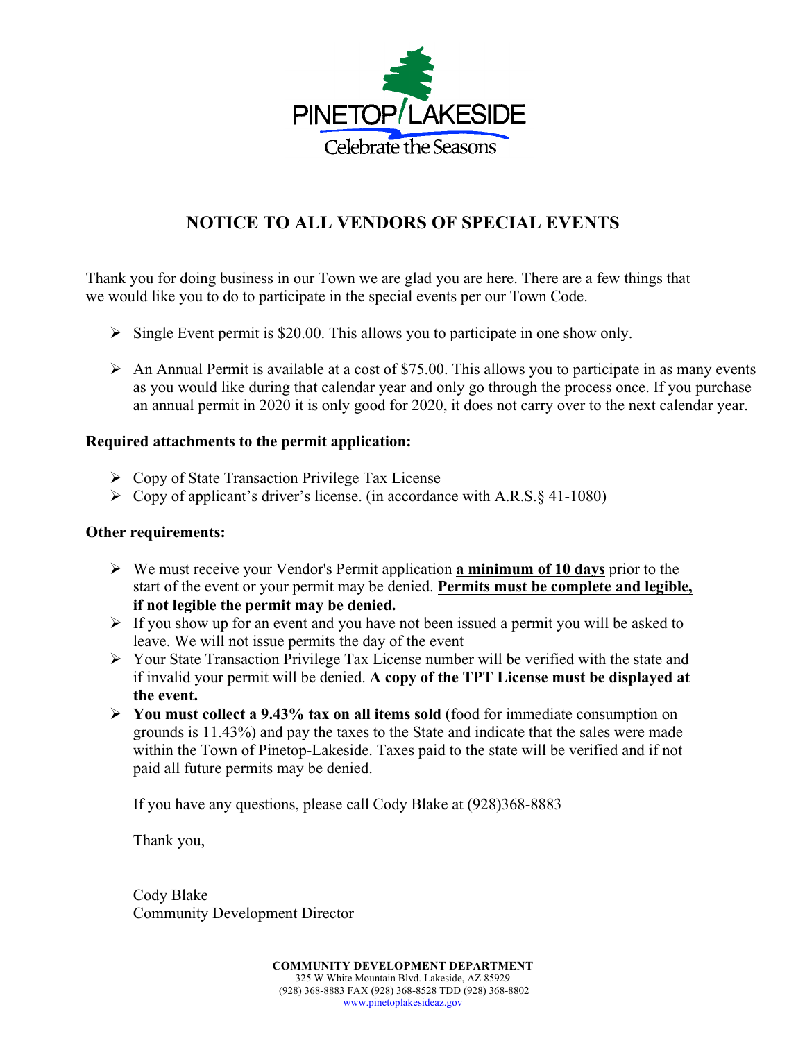PINETOP/LAKESIDE
Celebrate the Seasons

# NOTICE TO ALL VENDORS OF SPECIAL EVENTS

Thank you for doing business in our Town we are glad you are here. There are a few things that we would like you to do to participate in the special events per our Town Code.

- Single Event permit is $20.00. This allows you to participate in one show only.
- An Annual Permit is available at a cost of $75.00. This allows you to participate in as many events as you would like during that calendar year and only go through the process once. If you purchase an annual permit in 2020 it is only good for 2020, it does not carry over to the next calendar year.

**Required attachments to the permit application:**

- Copy of State Transaction Privilege Tax License
- Copy of applicant's driver's license. (in accordance with A.R.S.§ 41-1080)

**Other requirements:**

- We must receive your Vendor's Permit application **a minimum of 10 days** prior to the start of the event or your permit may be denied. **Permits must be complete and legible, if not legible the permit may be denied.**
- If you show up for an event and you have not been issued a permit you will be asked to leave. We will not issue permits the day of the event
- Your State Transaction Privilege Tax License number will be verified with the state and if invalid your permit will be denied. **A copy of the TPT License must be displayed at the event.**
- **You must collect a 9.43% tax on all items sold** (food for immediate consumption on grounds is 11.43%) and pay the taxes to the State and indicate that the sales were made within the Town of Pinetop-Lakeside. Taxes paid to the state will be verified and if not paid all future permits may be denied.

If you have any questions, please call Cody Blake at (928)368-8883

Thank you,

Cody Blake
Community Development Director

**COMMUNITY DEVELOPMENT DEPARTMENT**
325 W White Mountain Blvd. Lakeside, AZ 85929
(928) 368-8883 FAX (928) 368-8528 TDD (928) 368-8802
www.pinetoplakesideaz.gov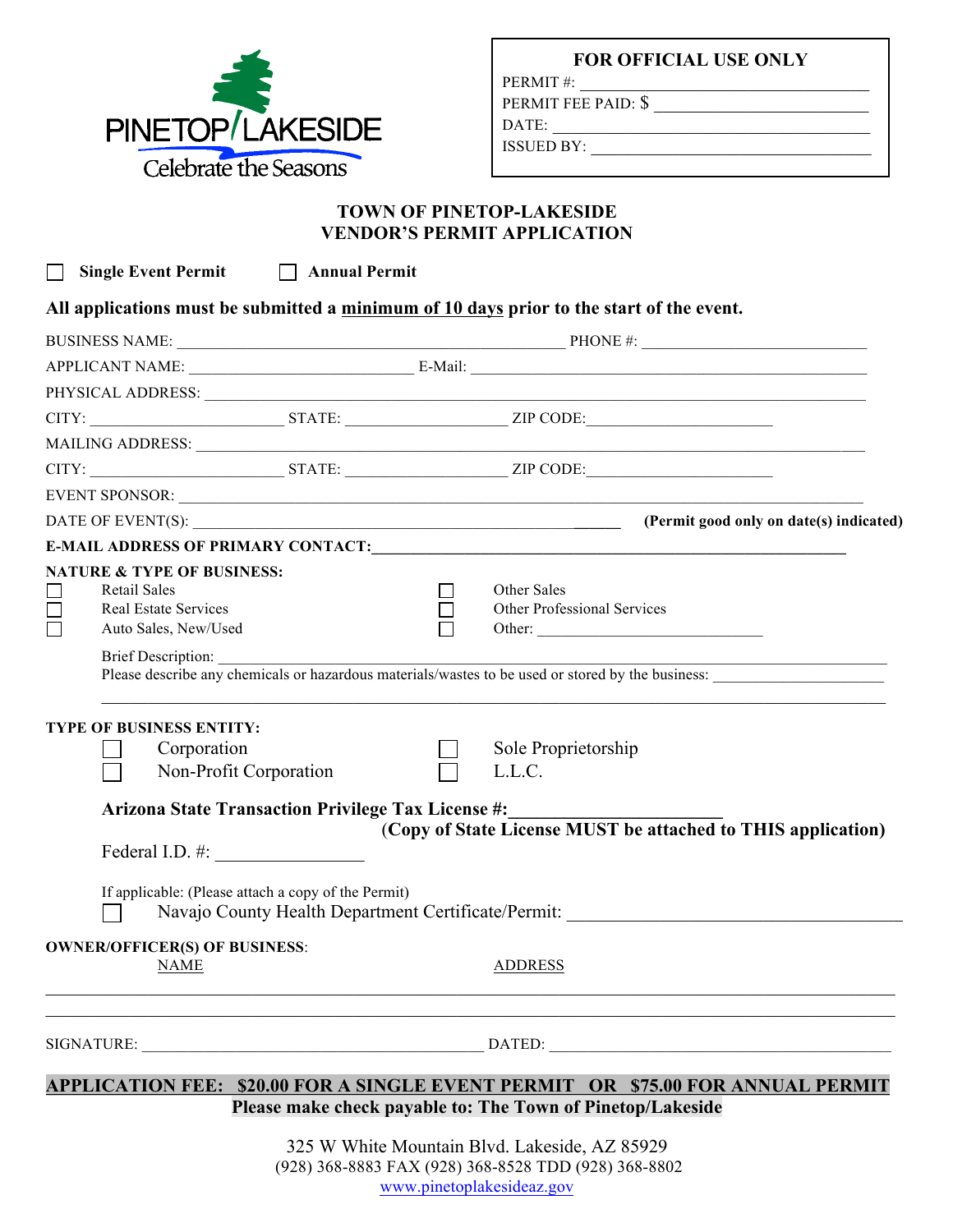PINETOP/LAKESIDE
Celebrate the Seasons

**FOR OFFICIAL USE ONLY**

PERMIT #: ___________________________

PERMIT FEE PAID: $ ___________________

DATE: _______________________________

ISSUED BY: __________________________

## TOWN OF PINETOP-LAKESIDE
## VENDOR'S PERMIT APPLICATION

☐ **Single Event Permit** ☐ **Annual Permit**

**All applications must be submitted a minimum of 10 days prior to the start of the event.**

BUSINESS NAME: _______________________________ PHONE #: ____________________

APPLICANT NAME: ____________________ E-Mail: _______________________________

PHYSICAL ADDRESS: _____________________________________________________

CITY: __________________ STATE: ________________ ZIP CODE: ________________

MAILING ADDRESS: ______________________________________________________

CITY: __________________ STATE: ________________ ZIP CODE: ________________

EVENT SPONSOR: ________________________________________________________

DATE OF EVENT(S): ______________________________________ **(Permit good only on date(s) indicated)**

**E-MAIL ADDRESS OF PRIMARY CONTACT:** __________________________________

**NATURE & TYPE OF BUSINESS:**

☐ Retail Sales ☐ Other Sales

☐ Real Estate Services ☐ Other Professional Services

☐ Auto Sales, New/Used ☐ Other: ______________________

Brief Description: ______________________________________________________

Please describe any chemicals or hazardous materials/wastes to be used or stored by the business: ________________

_______________________________________________________________________

**TYPE OF BUSINESS ENTITY:**

☐ Corporation ☐ Sole Proprietorship

☐ Non-Profit Corporation ☐ L.L.C.

**Arizona State Transaction Privilege Tax License #:** ____________________

**(Copy of State License MUST be attached to THIS application)**

Federal I.D. #: ______________

If applicable: (Please attach a copy of the Permit)

☐ Navajo County Health Department Certificate/Permit: ___________________________

**OWNER/OFFICER(S) OF BUSINESS**:

NAME ADDRESS

_______________________________________________________________________

_______________________________________________________________________

SIGNATURE: ______________________________ DATED: ______________________________

**APPLICATION FEE: $20.00 FOR A SINGLE EVENT PERMIT OR $75.00 FOR ANNUAL PERMIT**

**Please make check payable to: The Town of Pinetop/Lakeside**

325 W White Mountain Blvd. Lakeside, AZ 85929

(928) 368-8883 FAX (928) 368-8528 TDD (928) 368-8802

www.pinetoplakesideaz.gov